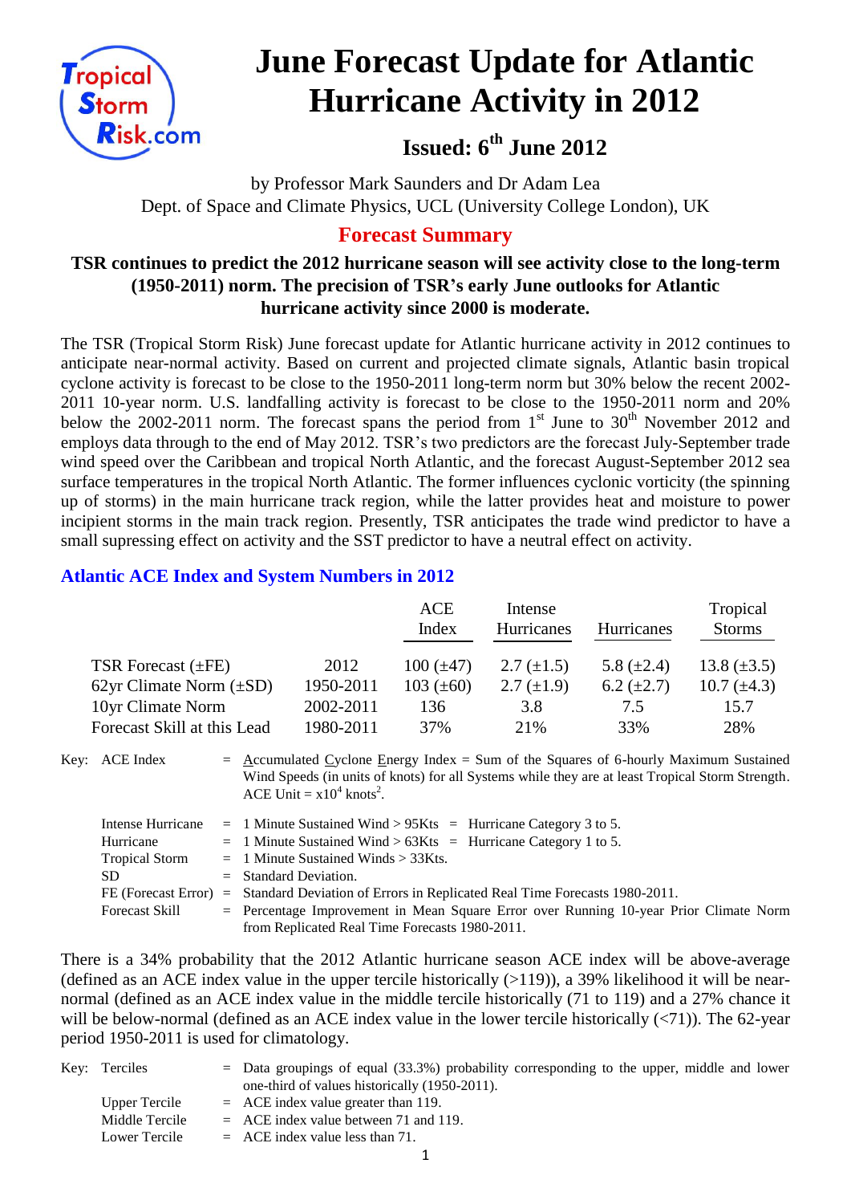# June Forecast Update for Atlantic Hurricane Activity in 2012

## Issued: 6th June 2012

by Professor Mark Saunders and Dr Adam Lea
Dept. of Space and Climate Physics, UCL (University College London), UK

## Forecast Summary

**TSR continues to predict the 2012 hurricane season will see activity close to the long-term (1950-2011) norm. The precision of TSR's early June outlooks for Atlantic hurricane activity since 2000 is moderate.**

The TSR (Tropical Storm Risk) June forecast update for Atlantic hurricane activity in 2012 continues to anticipate near-normal activity. Based on current and projected climate signals, Atlantic basin tropical cyclone activity is forecast to be close to the 1950-2011 long-term norm but 30% below the recent 2002-2011 10-year norm. U.S. landfalling activity is forecast to be close to the 1950-2011 norm and 20% below the 2002-2011 norm. The forecast spans the period from 1st June to 30th November 2012 and employs data through to the end of May 2012. TSR's two predictors are the forecast July-September trade wind speed over the Caribbean and tropical North Atlantic, and the forecast August-September 2012 sea surface temperatures in the tropical North Atlantic. The former influences cyclonic vorticity (the spinning up of storms) in the main hurricane track region, while the latter provides heat and moisture to power incipient storms in the main track region. Presently, TSR anticipates the trade wind predictor to have a small supressing effect on activity and the SST predictor to have a neutral effect on activity.

### Atlantic ACE Index and System Numbers in 2012

| | | ACE Index | Intense Hurricanes | Hurricanes | Tropical Storms |
|---|---|---|---|---|---|
| TSR Forecast (±FE) | 2012 | 100 (±47) | 2.7 (±1.5) | 5.8 (±2.4) | 13.8 (±3.5) |
| 62yr Climate Norm (±SD) | 1950-2011 | 103 (±60) | 2.7 (±1.9) | 6.2 (±2.7) | 10.7 (±4.3) |
| 10yr Climate Norm | 2002-2011 | 136 | 3.8 | 7.5 | 15.7 |
| Forecast Skill at this Lead | 1980-2011 | 37% | 21% | 33% | 28% |

Key:
- ACE Index = Accumulated Cyclone Energy Index = Sum of the Squares of 6-hourly Maximum Sustained Wind Speeds (in units of knots) for all Systems while they are at least Tropical Storm Strength. ACE Unit = $x10^4$ knots$^2$.
- Intense Hurricane = 1 Minute Sustained Wind > 95Kts = Hurricane Category 3 to 5.
- Hurricane = 1 Minute Sustained Wind > 63Kts = Hurricane Category 1 to 5.
- Tropical Storm = 1 Minute Sustained Winds > 33Kts.
- SD = Standard Deviation.
- FE (Forecast Error) = Standard Deviation of Errors in Replicated Real Time Forecasts 1980-2011.
- Forecast Skill = Percentage Improvement in Mean Square Error over Running 10-year Prior Climate Norm from Replicated Real Time Forecasts 1980-2011.

There is a 34% probability that the 2012 Atlantic hurricane season ACE index will be above-average (defined as an ACE index value in the upper tercile historically (>119)), a 39% likelihood it will be near-normal (defined as an ACE index value in the middle tercile historically (71 to 119) and a 27% chance it will be below-normal (defined as an ACE index value in the lower tercile historically (<71)). The 62-year period 1950-2011 is used for climatology.

Key:
- Terciles = Data groupings of equal (33.3%) probability corresponding to the upper, middle and lower one-third of values historically (1950-2011).
- Upper Tercile = ACE index value greater than 119.
- Middle Tercile = ACE index value between 71 and 119.
- Lower Tercile = ACE index value less than 71.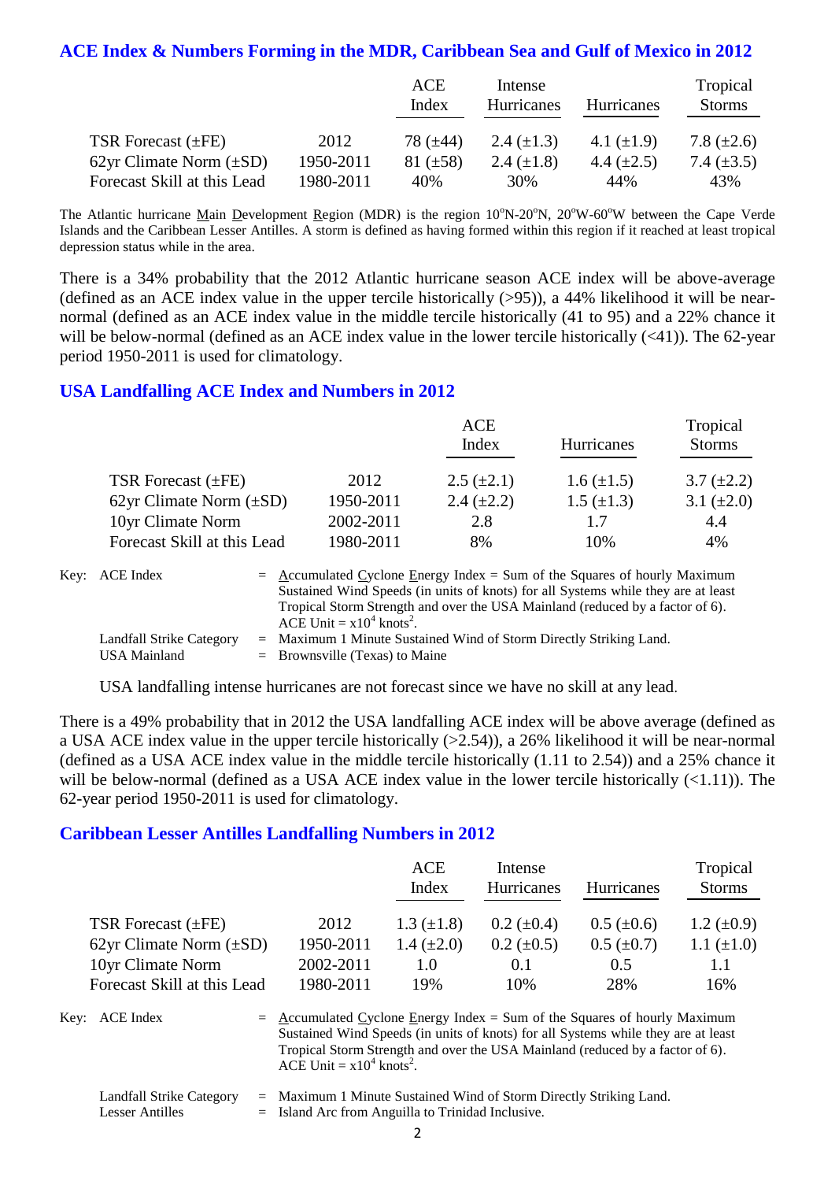## ACE Index & Numbers Forming in the MDR, Caribbean Sea and Gulf of Mexico in 2012

| | | ACE Index | Intense Hurricanes | Hurricanes | Tropical Storms |
|---|---|---|---|---|---|
| TSR Forecast (±FE) | 2012 | 78 (±44) | 2.4 (±1.3) | 4.1 (±1.9) | 7.8 (±2.6) |
| 62yr Climate Norm (±SD) | 1950-2011 | 81 (±58) | 2.4 (±1.8) | 4.4 (±2.5) | 7.4 (±3.5) |
| Forecast Skill at this Lead | 1980-2011 | 40% | 30% | 44% | 43% |

The Atlantic hurricane Main Development Region (MDR) is the region 10°N-20°N, 20°W-60°W between the Cape Verde Islands and the Caribbean Lesser Antilles. A storm is defined as having formed within this region if it reached at least tropical depression status while in the area.

There is a 34% probability that the 2012 Atlantic hurricane season ACE index will be above-average (defined as an ACE index value in the upper tercile historically (>95)), a 44% likelihood it will be near-normal (defined as an ACE index value in the middle tercile historically (41 to 95) and a 22% chance it will be below-normal (defined as an ACE index value in the lower tercile historically (<41)). The 62-year period 1950-2011 is used for climatology.

## USA Landfalling ACE Index and Numbers in 2012

| | | ACE Index | Hurricanes | Tropical Storms |
|---|---|---|---|---|
| TSR Forecast (±FE) | 2012 | 2.5 (±2.1) | 1.6 (±1.5) | 3.7 (±2.2) |
| 62yr Climate Norm (±SD) | 1950-2011 | 2.4 (±2.2) | 1.5 (±1.3) | 3.1 (±2.0) |
| 10yr Climate Norm | 2002-2011 | 2.8 | 1.7 | 4.4 |
| Forecast Skill at this Lead | 1980-2011 | 8% | 10% | 4% |

Key: ACE Index = Accumulated Cyclone Energy Index = Sum of the Squares of hourly Maximum Sustained Wind Speeds (in units of knots) for all Systems while they are at least Tropical Storm Strength and over the USA Mainland (reduced by a factor of 6). ACE Unit = $x10^4$ knots$^2$.

Landfall Strike Category = Maximum 1 Minute Sustained Wind of Storm Directly Striking Land.

USA Mainland = Brownsville (Texas) to Maine

USA landfalling intense hurricanes are not forecast since we have no skill at any lead.

There is a 49% probability that in 2012 the USA landfalling ACE index will be above average (defined as a USA ACE index value in the upper tercile historically (>2.54)), a 26% likelihood it will be near-normal (defined as a USA ACE index value in the middle tercile historically (1.11 to 2.54)) and a 25% chance it will be below-normal (defined as a USA ACE index value in the lower tercile historically (<1.11)). The 62-year period 1950-2011 is used for climatology.

## Caribbean Lesser Antilles Landfalling Numbers in 2012

| | | ACE Index | Intense Hurricanes | Hurricanes | Tropical Storms |
|---|---|---|---|---|---|
| TSR Forecast (±FE) | 2012 | 1.3 (±1.8) | 0.2 (±0.4) | 0.5 (±0.6) | 1.2 (±0.9) |
| 62yr Climate Norm (±SD) | 1950-2011 | 1.4 (±2.0) | 0.2 (±0.5) | 0.5 (±0.7) | 1.1 (±1.0) |
| 10yr Climate Norm | 2002-2011 | 1.0 | 0.1 | 0.5 | 1.1 |
| Forecast Skill at this Lead | 1980-2011 | 19% | 10% | 28% | 16% |

Key: ACE Index = Accumulated Cyclone Energy Index = Sum of the Squares of hourly Maximum Sustained Wind Speeds (in units of knots) for all Systems while they are at least Tropical Storm Strength and over the USA Mainland (reduced by a factor of 6). ACE Unit = $x10^4$ knots$^2$.

Landfall Strike Category = Maximum 1 Minute Sustained Wind of Storm Directly Striking Land.

Lesser Antilles = Island Arc from Anguilla to Trinidad Inclusive.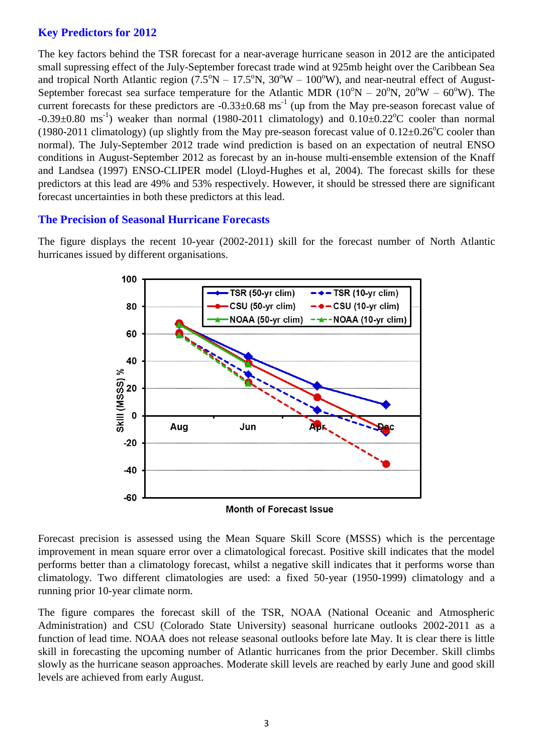## Key Predictors for 2012

The key factors behind the TSR forecast for a near-average hurricane season in 2012 are the anticipated small supressing effect of the July-September forecast trade wind at 925mb height over the Caribbean Sea and tropical North Atlantic region (7.5°N – 17.5°N, 30°W – 100°W), and near-neutral effect of August-September forecast sea surface temperature for the Atlantic MDR (10°N – 20°N, 20°W – 60°W). The current forecasts for these predictors are -0.33±0.68 $ms^{-1}$ (up from the May pre-season forecast value of -0.39±0.80 $ms^{-1}$) weaker than normal (1980-2011 climatology) and 0.10±0.22°C cooler than normal (1980-2011 climatology) (up slightly from the May pre-season forecast value of 0.12±0.26°C cooler than normal). The July-September 2012 trade wind prediction is based on an expectation of neutral ENSO conditions in August-September 2012 as forecast by an in-house multi-ensemble extension of the Knaff and Landsea (1997) ENSO-CLIPER model (Lloyd-Hughes et al, 2004). The forecast skills for these predictors at this lead are 49% and 53% respectively. However, it should be stressed there are significant forecast uncertainties in both these predictors at this lead.

## The Precision of Seasonal Hurricane Forecasts

The figure displays the recent 10-year (2002-2011) skill for the forecast number of North Atlantic hurricanes issued by different organisations.

Forecast precision is assessed using the Mean Square Skill Score (MSSS) which is the percentage improvement in mean square error over a climatological forecast. Positive skill indicates that the model performs better than a climatology forecast, whilst a negative skill indicates that it performs worse than climatology. Two different climatologies are used: a fixed 50-year (1950-1999) climatology and a running prior 10-year climate norm.

The figure compares the forecast skill of the TSR, NOAA (National Oceanic and Atmospheric Administration) and CSU (Colorado State University) seasonal hurricane outlooks 2002-2011 as a function of lead time. NOAA does not release seasonal outlooks before late May. It is clear there is little skill in forecasting the upcoming number of Atlantic hurricanes from the prior December. Skill climbs slowly as the hurricane season approaches. Moderate skill levels are reached by early June and good skill levels are achieved from early August.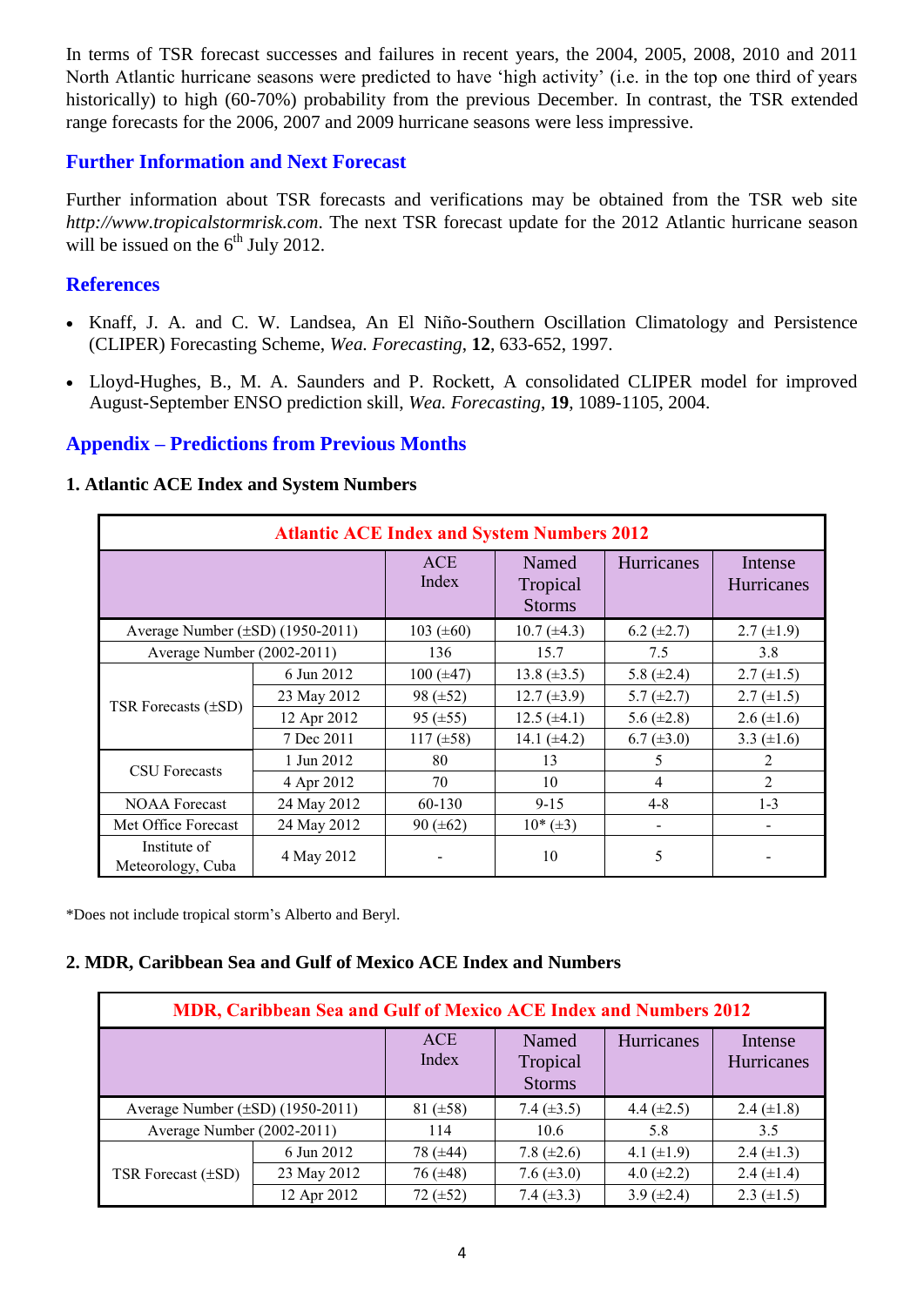In terms of TSR forecast successes and failures in recent years, the 2004, 2005, 2008, 2010 and 2011 North Atlantic hurricane seasons were predicted to have 'high activity' (i.e. in the top one third of years historically) to high (60-70%) probability from the previous December. In contrast, the TSR extended range forecasts for the 2006, 2007 and 2009 hurricane seasons were less impressive.

## Further Information and Next Forecast

Further information about TSR forecasts and verifications may be obtained from the TSR web site *http://www.tropicalstormrisk.com*. The next TSR forecast update for the 2012 Atlantic hurricane season will be issued on the 6th July 2012.

## References

- Knaff, J. A. and C. W. Landsea, An El Niño-Southern Oscillation Climatology and Persistence (CLIPER) Forecasting Scheme, *Wea. Forecasting*, **12**, 633-652, 1997.
- Lloyd-Hughes, B., M. A. Saunders and P. Rockett, A consolidated CLIPER model for improved August-September ENSO prediction skill, *Wea. Forecasting*, **19**, 1089-1105, 2004.

## Appendix – Predictions from Previous Months

### 1. Atlantic ACE Index and System Numbers

| Atlantic ACE Index and System Numbers 2012 | | | | | |
|---|---|---|---|---|---|
| | | ACE Index | Named Tropical Storms | Hurricanes | Intense Hurricanes |
| Average Number (±SD) (1950-2011) | | 103 (±60) | 10.7 (±4.3) | 6.2 (±2.7) | 2.7 (±1.9) |
| Average Number (2002-2011) | | 136 | 15.7 | 7.5 | 3.8 |
| TSR Forecasts (±SD) | 6 Jun 2012 | 100 (±47) | 13.8 (±3.5) | 5.8 (±2.4) | 2.7 (±1.5) |
| | 23 May 2012 | 98 (±52) | 12.7 (±3.9) | 5.7 (±2.7) | 2.7 (±1.5) |
| | 12 Apr 2012 | 95 (±55) | 12.5 (±4.1) | 5.6 (±2.8) | 2.6 (±1.6) |
| | 7 Dec 2011 | 117 (±58) | 14.1 (±4.2) | 6.7 (±3.0) | 3.3 (±1.6) |
| CSU Forecasts | 1 Jun 2012 | 80 | 13 | 5 | 2 |
| | 4 Apr 2012 | 70 | 10 | 4 | 2 |
| NOAA Forecast | 24 May 2012 | 60-130 | 9-15 | 4-8 | 1-3 |
| Met Office Forecast | 24 May 2012 | 90 (±62) | 10* (±3) | - | - |
| Institute of Meteorology, Cuba | 4 May 2012 | - | 10 | 5 | - |

*Does not include tropical storm's Alberto and Beryl.

### 2. MDR, Caribbean Sea and Gulf of Mexico ACE Index and Numbers

| MDR, Caribbean Sea and Gulf of Mexico ACE Index and Numbers 2012 | | | | | |
|---|---|---|---|---|---|
| | | ACE Index | Named Tropical Storms | Hurricanes | Intense Hurricanes |
| Average Number (±SD) (1950-2011) | | 81 (±58) | 7.4 (±3.5) | 4.4 (±2.5) | 2.4 (±1.8) |
| Average Number (2002-2011) | | 114 | 10.6 | 5.8 | 3.5 |
| TSR Forecast (±SD) | 6 Jun 2012 | 78 (±44) | 7.8 (±2.6) | 4.1 (±1.9) | 2.4 (±1.3) |
| | 23 May 2012 | 76 (±48) | 7.6 (±3.0) | 4.0 (±2.2) | 2.4 (±1.4) |
| | 12 Apr 2012 | 72 (±52) | 7.4 (±3.3) | 3.9 (±2.4) | 2.3 (±1.5) |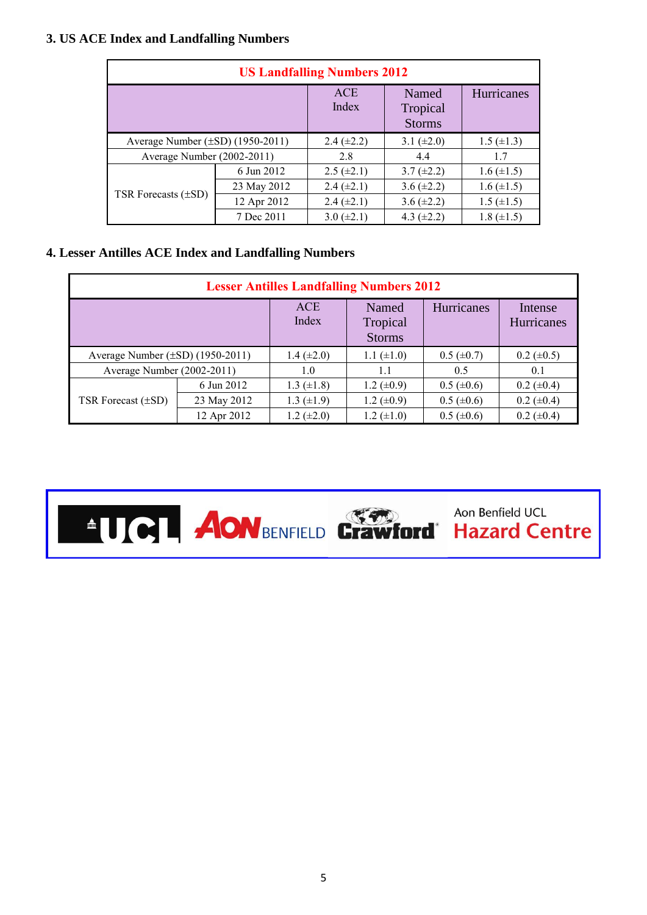### 3. US ACE Index and Landfalling Numbers

| US Landfalling Numbers 2012 | | | | |
|---|---|---|---|---|
| | | ACE Index | Named Tropical Storms | Hurricanes |
| Average Number (±SD) (1950-2011) | | 2.4 (±2.2) | 3.1 (±2.0) | 1.5 (±1.3) |
| Average Number (2002-2011) | | 2.8 | 4.4 | 1.7 |
| TSR Forecasts (±SD) | 6 Jun 2012 | 2.5 (±2.1) | 3.7 (±2.2) | 1.6 (±1.5) |
| | 23 May 2012 | 2.4 (±2.1) | 3.6 (±2.2) | 1.6 (±1.5) |
| | 12 Apr 2012 | 2.4 (±2.1) | 3.6 (±2.2) | 1.5 (±1.5) |
| | 7 Dec 2011 | 3.0 (±2.1) | 4.3 (±2.2) | 1.8 (±1.5) |

### 4. Lesser Antilles ACE Index and Landfalling Numbers

| Lesser Antilles Landfalling Numbers 2012 | | | | | |
|---|---|---|---|---|---|
| | | ACE Index | Named Tropical Storms | Hurricanes | Intense Hurricanes |
| Average Number (±SD) (1950-2011) | | 1.4 (±2.0) | 1.1 (±1.0) | 0.5 (±0.7) | 0.2 (±0.5) |
| Average Number (2002-2011) | | 1.0 | 1.1 | 0.5 | 0.1 |
| TSR Forecast (±SD) | 6 Jun 2012 | 1.3 (±1.8) | 1.2 (±0.9) | 0.5 (±0.6) | 0.2 (±0.4) |
| | 23 May 2012 | 1.3 (±1.9) | 1.2 (±0.9) | 0.5 (±0.6) | 0.2 (±0.4) |
| | 12 Apr 2012 | 1.2 (±2.0) | 1.2 (±1.0) | 0.5 (±0.6) | 0.2 (±0.4) |

UCL AON BENFIELD Crawford Aon Benfield UCL Hazard Centre